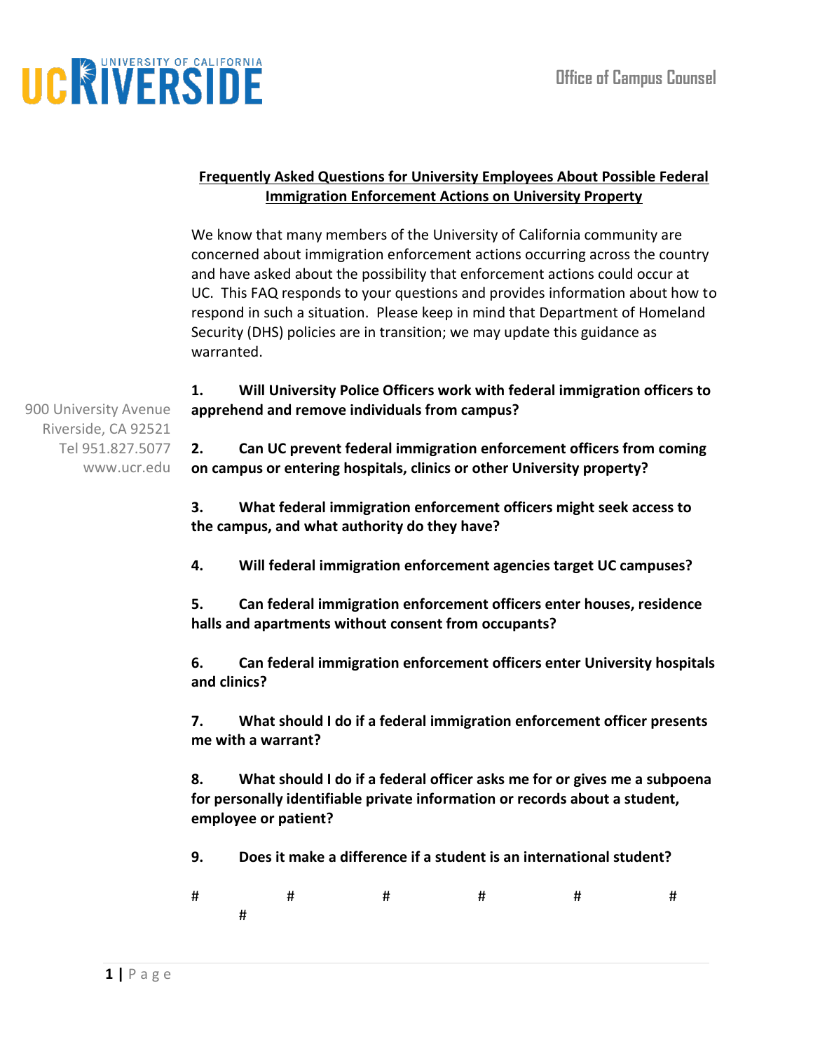UC RIVERSIDE — UNIVERSITY OF CALIFORNIA

Office of Campus Counsel

900 University Avenue
Riverside, CA 92521
Tel 951.827.5077
www.ucr.edu

## Frequently Asked Questions for University Employees About Possible Federal Immigration Enforcement Actions on University Property

We know that many members of the University of California community are concerned about immigration enforcement actions occurring across the country and have asked about the possibility that enforcement actions could occur at UC. This FAQ responds to your questions and provides information about how to respond in such a situation. Please keep in mind that Department of Homeland Security (DHS) policies are in transition; we may update this guidance as warranted.

**1. Will University Police Officers work with federal immigration officers to apprehend and remove individuals from campus?**

**2. Can UC prevent federal immigration enforcement officers from coming on campus or entering hospitals, clinics or other University property?**

**3. What federal immigration enforcement officers might seek access to the campus, and what authority do they have?**

**4. Will federal immigration enforcement agencies target UC campuses?**

**5. Can federal immigration enforcement officers enter houses, residence halls and apartments without consent from occupants?**

**6. Can federal immigration enforcement officers enter University hospitals and clinics?**

**7. What should I do if a federal immigration enforcement officer presents me with a warrant?**

**8. What should I do if a federal officer asks me for or gives me a subpoena for personally identifiable private information or records about a student, employee or patient?**

**9. Does it make a difference if a student is an international student?**

# # # # # # #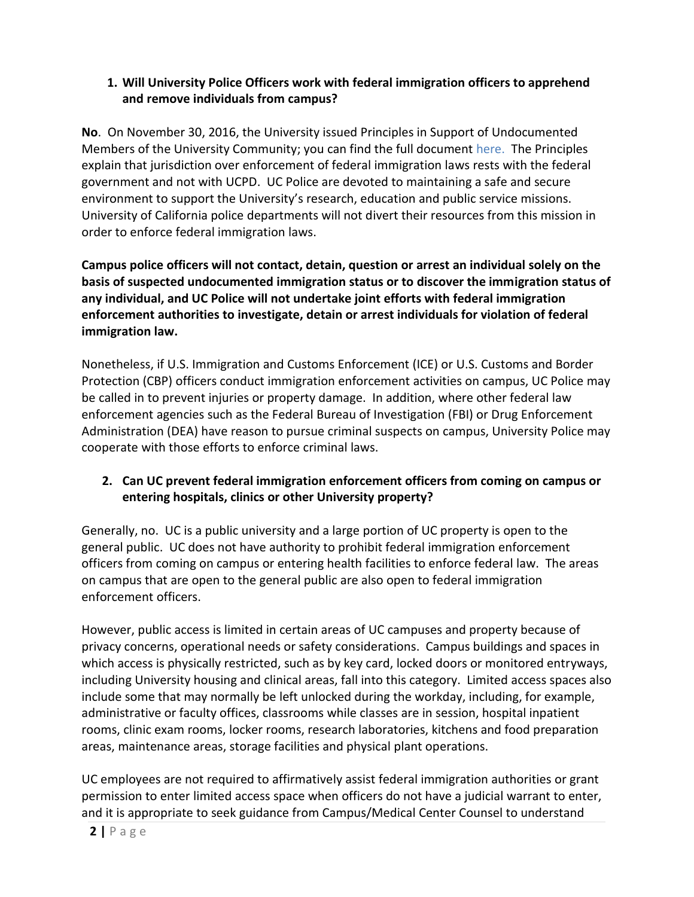1. **Will University Police Officers work with federal immigration officers to apprehend and remove individuals from campus?**

**No**. On November 30, 2016, the University issued Principles in Support of Undocumented Members of the University Community; you can find the full document here. The Principles explain that jurisdiction over enforcement of federal immigration laws rests with the federal government and not with UCPD. UC Police are devoted to maintaining a safe and secure environment to support the University's research, education and public service missions. University of California police departments will not divert their resources from this mission in order to enforce federal immigration laws.

**Campus police officers will not contact, detain, question or arrest an individual solely on the basis of suspected undocumented immigration status or to discover the immigration status of any individual, and UC Police will not undertake joint efforts with federal immigration enforcement authorities to investigate, detain or arrest individuals for violation of federal immigration law.**

Nonetheless, if U.S. Immigration and Customs Enforcement (ICE) or U.S. Customs and Border Protection (CBP) officers conduct immigration enforcement activities on campus, UC Police may be called in to prevent injuries or property damage. In addition, where other federal law enforcement agencies such as the Federal Bureau of Investigation (FBI) or Drug Enforcement Administration (DEA) have reason to pursue criminal suspects on campus, University Police may cooperate with those efforts to enforce criminal laws.

2. **Can UC prevent federal immigration enforcement officers from coming on campus or entering hospitals, clinics or other University property?**

Generally, no. UC is a public university and a large portion of UC property is open to the general public. UC does not have authority to prohibit federal immigration enforcement officers from coming on campus or entering health facilities to enforce federal law. The areas on campus that are open to the general public are also open to federal immigration enforcement officers.

However, public access is limited in certain areas of UC campuses and property because of privacy concerns, operational needs or safety considerations. Campus buildings and spaces in which access is physically restricted, such as by key card, locked doors or monitored entryways, including University housing and clinical areas, fall into this category. Limited access spaces also include some that may normally be left unlocked during the workday, including, for example, administrative or faculty offices, classrooms while classes are in session, hospital inpatient rooms, clinic exam rooms, locker rooms, research laboratories, kitchens and food preparation areas, maintenance areas, storage facilities and physical plant operations.

UC employees are not required to affirmatively assist federal immigration authorities or grant permission to enter limited access space when officers do not have a judicial warrant to enter, and it is appropriate to seek guidance from Campus/Medical Center Counsel to understand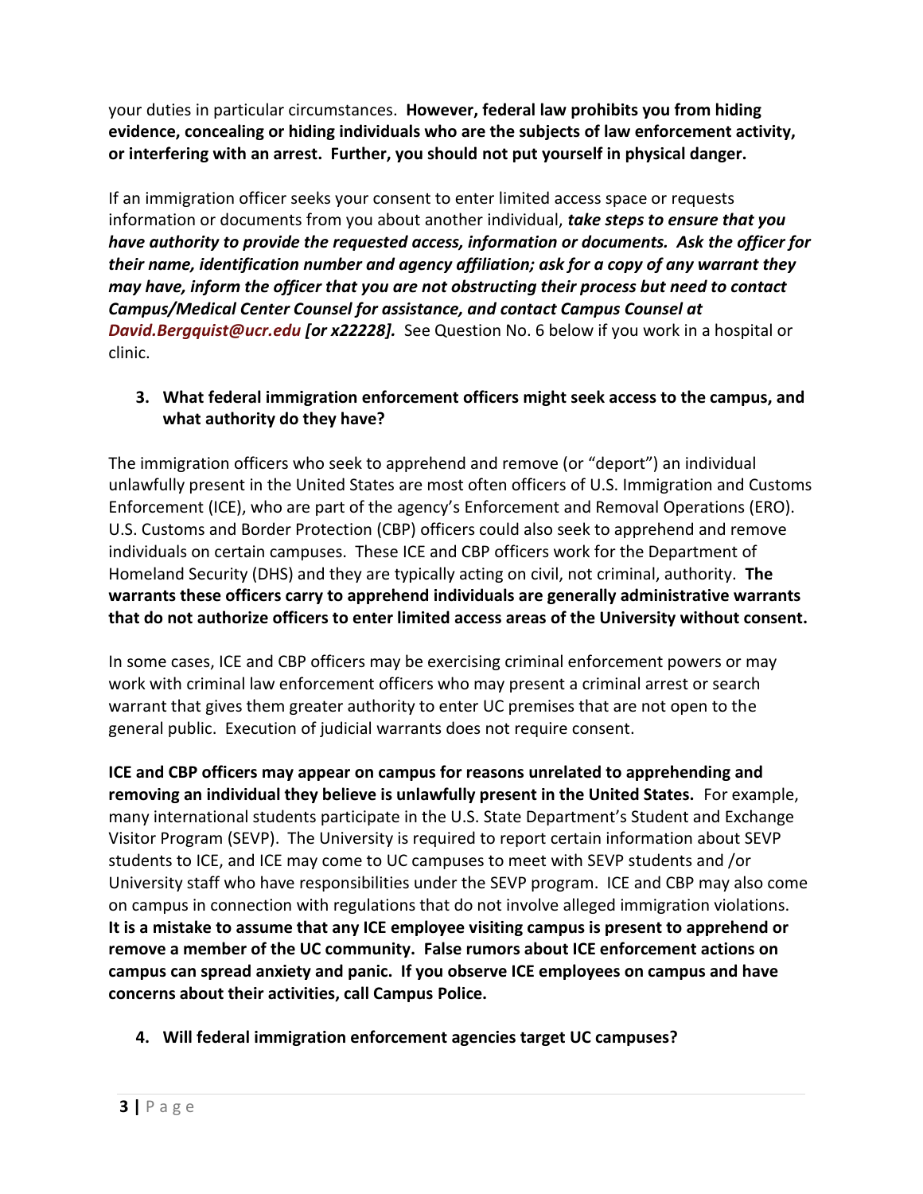your duties in particular circumstances. **However, federal law prohibits you from hiding evidence, concealing or hiding individuals who are the subjects of law enforcement activity, or interfering with an arrest. Further, you should not put yourself in physical danger.**

If an immigration officer seeks your consent to enter limited access space or requests information or documents from you about another individual, ***take steps to ensure that you have authority to provide the requested access, information or documents. Ask the officer for their name, identification number and agency affiliation; ask for a copy of any warrant they may have, inform the officer that you are not obstructing their process but need to contact Campus/Medical Center Counsel for assistance, and contact Campus Counsel at David.Bergquist@ucr.edu [or x22228].*** See Question No. 6 below if you work in a hospital or clinic.

3. **What federal immigration enforcement officers might seek access to the campus, and what authority do they have?**

The immigration officers who seek to apprehend and remove (or "deport") an individual unlawfully present in the United States are most often officers of U.S. Immigration and Customs Enforcement (ICE), who are part of the agency's Enforcement and Removal Operations (ERO). U.S. Customs and Border Protection (CBP) officers could also seek to apprehend and remove individuals on certain campuses. These ICE and CBP officers work for the Department of Homeland Security (DHS) and they are typically acting on civil, not criminal, authority. **The warrants these officers carry to apprehend individuals are generally administrative warrants that do not authorize officers to enter limited access areas of the University without consent.**

In some cases, ICE and CBP officers may be exercising criminal enforcement powers or may work with criminal law enforcement officers who may present a criminal arrest or search warrant that gives them greater authority to enter UC premises that are not open to the general public. Execution of judicial warrants does not require consent.

**ICE and CBP officers may appear on campus for reasons unrelated to apprehending and removing an individual they believe is unlawfully present in the United States.** For example, many international students participate in the U.S. State Department's Student and Exchange Visitor Program (SEVP). The University is required to report certain information about SEVP students to ICE, and ICE may come to UC campuses to meet with SEVP students and /or University staff who have responsibilities under the SEVP program. ICE and CBP may also come on campus in connection with regulations that do not involve alleged immigration violations. **It is a mistake to assume that any ICE employee visiting campus is present to apprehend or remove a member of the UC community. False rumors about ICE enforcement actions on campus can spread anxiety and panic. If you observe ICE employees on campus and have concerns about their activities, call Campus Police.**

4. **Will federal immigration enforcement agencies target UC campuses?**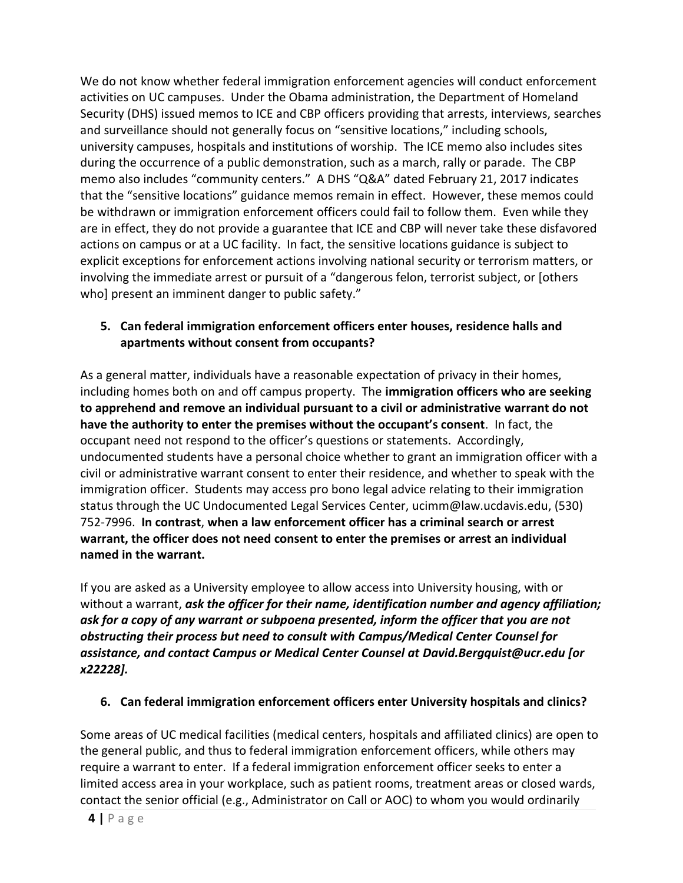We do not know whether federal immigration enforcement agencies will conduct enforcement activities on UC campuses. Under the Obama administration, the Department of Homeland Security (DHS) issued memos to ICE and CBP officers providing that arrests, interviews, searches and surveillance should not generally focus on "sensitive locations," including schools, university campuses, hospitals and institutions of worship. The ICE memo also includes sites during the occurrence of a public demonstration, such as a march, rally or parade. The CBP memo also includes "community centers." A DHS "Q&A" dated February 21, 2017 indicates that the "sensitive locations" guidance memos remain in effect. However, these memos could be withdrawn or immigration enforcement officers could fail to follow them. Even while they are in effect, they do not provide a guarantee that ICE and CBP will never take these disfavored actions on campus or at a UC facility. In fact, the sensitive locations guidance is subject to explicit exceptions for enforcement actions involving national security or terrorism matters, or involving the immediate arrest or pursuit of a "dangerous felon, terrorist subject, or [others who] present an imminent danger to public safety."

5. **Can federal immigration enforcement officers enter houses, residence halls and apartments without consent from occupants?**

As a general matter, individuals have a reasonable expectation of privacy in their homes, including homes both on and off campus property. The **immigration officers who are seeking to apprehend and remove an individual pursuant to a civil or administrative warrant do not have the authority to enter the premises without the occupant's consent**. In fact, the occupant need not respond to the officer's questions or statements. Accordingly, undocumented students have a personal choice whether to grant an immigration officer with a civil or administrative warrant consent to enter their residence, and whether to speak with the immigration officer. Students may access pro bono legal advice relating to their immigration status through the UC Undocumented Legal Services Center, ucimm@law.ucdavis.edu, (530) 752-7996. **In contrast**, **when a law enforcement officer has a criminal search or arrest warrant, the officer does not need consent to enter the premises or arrest an individual named in the warrant.**

If you are asked as a University employee to allow access into University housing, with or without a warrant, ***ask the officer for their name, identification number and agency affiliation; ask for a copy of any warrant or subpoena presented, inform the officer that you are not obstructing their process but need to consult with Campus/Medical Center Counsel for assistance, and contact Campus or Medical Center Counsel at David.Bergquist@ucr.edu [or x22228].***

6. **Can federal immigration enforcement officers enter University hospitals and clinics?**

Some areas of UC medical facilities (medical centers, hospitals and affiliated clinics) are open to the general public, and thus to federal immigration enforcement officers, while others may require a warrant to enter. If a federal immigration enforcement officer seeks to enter a limited access area in your workplace, such as patient rooms, treatment areas or closed wards, contact the senior official (e.g., Administrator on Call or AOC) to whom you would ordinarily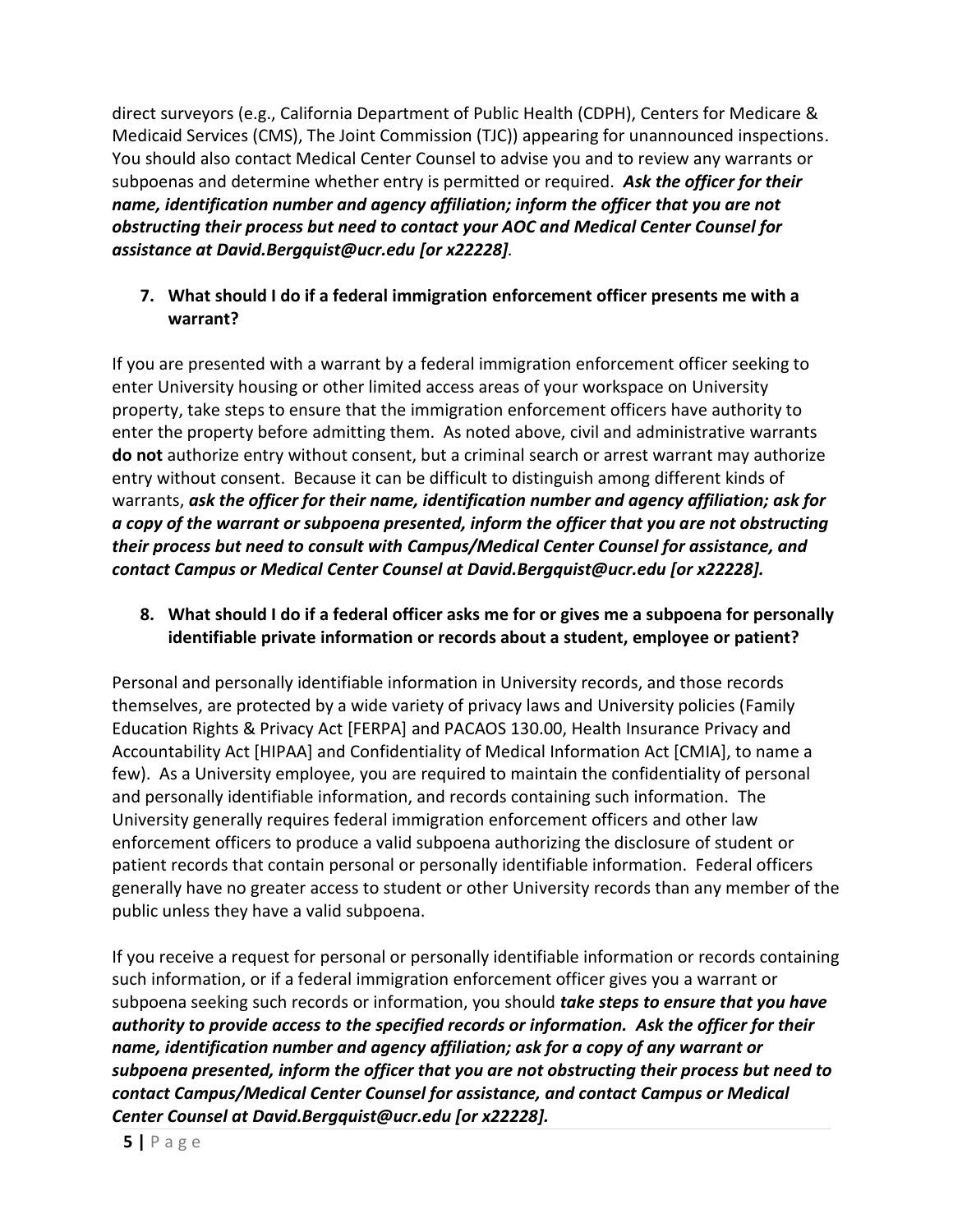direct surveyors (e.g., California Department of Public Health (CDPH), Centers for Medicare & Medicaid Services (CMS), The Joint Commission (TJC)) appearing for unannounced inspections. You should also contact Medical Center Counsel to advise you and to review any warrants or subpoenas and determine whether entry is permitted or required. ***Ask the officer for their name, identification number and agency affiliation; inform the officer that you are not obstructing their process but need to contact your AOC and Medical Center Counsel for assistance at David.Bergquist@ucr.edu [or x22228]***.

7. **What should I do if a federal immigration enforcement officer presents me with a warrant?**

If you are presented with a warrant by a federal immigration enforcement officer seeking to enter University housing or other limited access areas of your workspace on University property, take steps to ensure that the immigration enforcement officers have authority to enter the property before admitting them. As noted above, civil and administrative warrants **do not** authorize entry without consent, but a criminal search or arrest warrant may authorize entry without consent. Because it can be difficult to distinguish among different kinds of warrants, ***ask the officer for their name, identification number and agency affiliation; ask for a copy of the warrant or subpoena presented, inform the officer that you are not obstructing their process but need to consult with Campus/Medical Center Counsel for assistance, and contact Campus or Medical Center Counsel at David.Bergquist@ucr.edu [or x22228].***

8. **What should I do if a federal officer asks me for or gives me a subpoena for personally identifiable private information or records about a student, employee or patient?**

Personal and personally identifiable information in University records, and those records themselves, are protected by a wide variety of privacy laws and University policies (Family Education Rights & Privacy Act [FERPA] and PACAOS 130.00, Health Insurance Privacy and Accountability Act [HIPAA] and Confidentiality of Medical Information Act [CMIA], to name a few). As a University employee, you are required to maintain the confidentiality of personal and personally identifiable information, and records containing such information. The University generally requires federal immigration enforcement officers and other law enforcement officers to produce a valid subpoena authorizing the disclosure of student or patient records that contain personal or personally identifiable information. Federal officers generally have no greater access to student or other University records than any member of the public unless they have a valid subpoena.

If you receive a request for personal or personally identifiable information or records containing such information, or if a federal immigration enforcement officer gives you a warrant or subpoena seeking such records or information, you should ***take steps to ensure that you have authority to provide access to the specified records or information. Ask the officer for their name, identification number and agency affiliation; ask for a copy of any warrant or subpoena presented, inform the officer that you are not obstructing their process but need to contact Campus/Medical Center Counsel for assistance, and contact Campus or Medical Center Counsel at David.Bergquist@ucr.edu [or x22228].***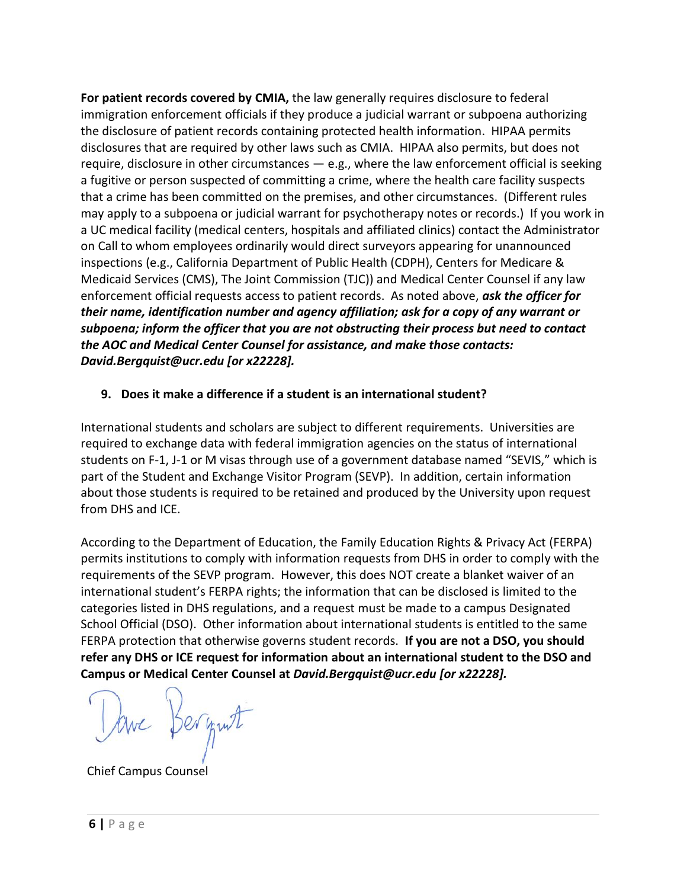**For patient records covered by CMIA,** the law generally requires disclosure to federal immigration enforcement officials if they produce a judicial warrant or subpoena authorizing the disclosure of patient records containing protected health information. HIPAA permits disclosures that are required by other laws such as CMIA. HIPAA also permits, but does not require, disclosure in other circumstances — e.g., where the law enforcement official is seeking a fugitive or person suspected of committing a crime, where the health care facility suspects that a crime has been committed on the premises, and other circumstances. (Different rules may apply to a subpoena or judicial warrant for psychotherapy notes or records.) If you work in a UC medical facility (medical centers, hospitals and affiliated clinics) contact the Administrator on Call to whom employees ordinarily would direct surveyors appearing for unannounced inspections (e.g., California Department of Public Health (CDPH), Centers for Medicare & Medicaid Services (CMS), The Joint Commission (TJC)) and Medical Center Counsel if any law enforcement official requests access to patient records. As noted above, ***ask the officer for their name, identification number and agency affiliation; ask for a copy of any warrant or subpoena; inform the officer that you are not obstructing their process but need to contact the AOC and Medical Center Counsel for assistance, and make those contacts: David.Bergquist@ucr.edu [or x22228].***

**9. Does it make a difference if a student is an international student?**

International students and scholars are subject to different requirements. Universities are required to exchange data with federal immigration agencies on the status of international students on F-1, J-1 or M visas through use of a government database named "SEVIS," which is part of the Student and Exchange Visitor Program (SEVP). In addition, certain information about those students is required to be retained and produced by the University upon request from DHS and ICE.

According to the Department of Education, the Family Education Rights & Privacy Act (FERPA) permits institutions to comply with information requests from DHS in order to comply with the requirements of the SEVP program. However, this does NOT create a blanket waiver of an international student's FERPA rights; the information that can be disclosed is limited to the categories listed in DHS regulations, and a request must be made to a campus Designated School Official (DSO). Other information about international students is entitled to the same FERPA protection that otherwise governs student records. **If you are not a DSO, you should refer any DHS or ICE request for information about an international student to the DSO and Campus or Medical Center Counsel at *David.Bergquist@ucr.edu [or x22228].***

Dave Bergquist

Chief Campus Counsel